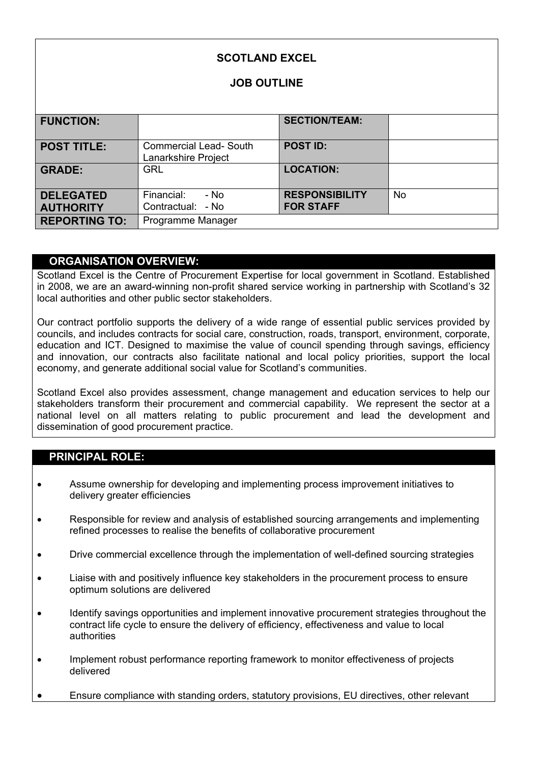# SCOTLAND EXCEL

## JOB OUTLINE

| FUNCTION: | | SECTION/TEAM: | |
|---|---|---|---|
| POST TITLE: | Commercial Lead- South Lanarkshire Project | POST ID: | |
| GRADE: | GRL | LOCATION: | |
| DELEGATED AUTHORITY | Financial: - No<br>Contractual: - No | RESPONSIBILITY FOR STAFF | No |
| REPORTING TO: | Programme Manager | | |

## ORGANISATION OVERVIEW:

Scotland Excel is the Centre of Procurement Expertise for local government in Scotland. Established in 2008, we are an award-winning non-profit shared service working in partnership with Scotland's 32 local authorities and other public sector stakeholders.

Our contract portfolio supports the delivery of a wide range of essential public services provided by councils, and includes contracts for social care, construction, roads, transport, environment, corporate, education and ICT. Designed to maximise the value of council spending through savings, efficiency and innovation, our contracts also facilitate national and local policy priorities, support the local economy, and generate additional social value for Scotland's communities.

Scotland Excel also provides assessment, change management and education services to help our stakeholders transform their procurement and commercial capability. We represent the sector at a national level on all matters relating to public procurement and lead the development and dissemination of good procurement practice.

## PRINCIPAL ROLE:

- Assume ownership for developing and implementing process improvement initiatives to delivery greater efficiencies
- Responsible for review and analysis of established sourcing arrangements and implementing refined processes to realise the benefits of collaborative procurement
- Drive commercial excellence through the implementation of well-defined sourcing strategies
- Liaise with and positively influence key stakeholders in the procurement process to ensure optimum solutions are delivered
- Identify savings opportunities and implement innovative procurement strategies throughout the contract life cycle to ensure the delivery of efficiency, effectiveness and value to local authorities
- Implement robust performance reporting framework to monitor effectiveness of projects delivered
- Ensure compliance with standing orders, statutory provisions, EU directives, other relevant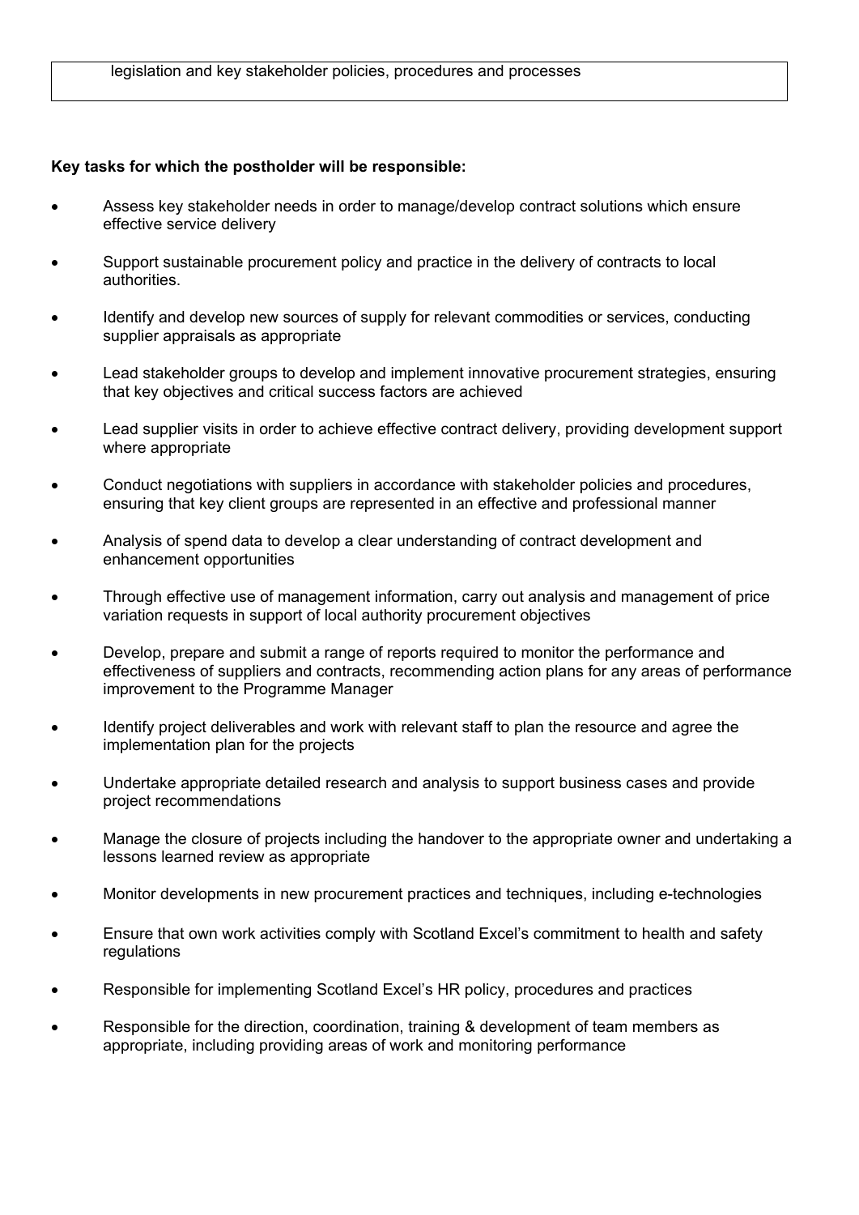legislation and key stakeholder policies, procedures and processes

**Key tasks for which the postholder will be responsible:**

- Assess key stakeholder needs in order to manage/develop contract solutions which ensure effective service delivery
- Support sustainable procurement policy and practice in the delivery of contracts to local authorities.
- Identify and develop new sources of supply for relevant commodities or services, conducting supplier appraisals as appropriate
- Lead stakeholder groups to develop and implement innovative procurement strategies, ensuring that key objectives and critical success factors are achieved
- Lead supplier visits in order to achieve effective contract delivery, providing development support where appropriate
- Conduct negotiations with suppliers in accordance with stakeholder policies and procedures, ensuring that key client groups are represented in an effective and professional manner
- Analysis of spend data to develop a clear understanding of contract development and enhancement opportunities
- Through effective use of management information, carry out analysis and management of price variation requests in support of local authority procurement objectives
- Develop, prepare and submit a range of reports required to monitor the performance and effectiveness of suppliers and contracts, recommending action plans for any areas of performance improvement to the Programme Manager
- Identify project deliverables and work with relevant staff to plan the resource and agree the implementation plan for the projects
- Undertake appropriate detailed research and analysis to support business cases and provide project recommendations
- Manage the closure of projects including the handover to the appropriate owner and undertaking a lessons learned review as appropriate
- Monitor developments in new procurement practices and techniques, including e-technologies
- Ensure that own work activities comply with Scotland Excel's commitment to health and safety regulations
- Responsible for implementing Scotland Excel's HR policy, procedures and practices
- Responsible for the direction, coordination, training & development of team members as appropriate, including providing areas of work and monitoring performance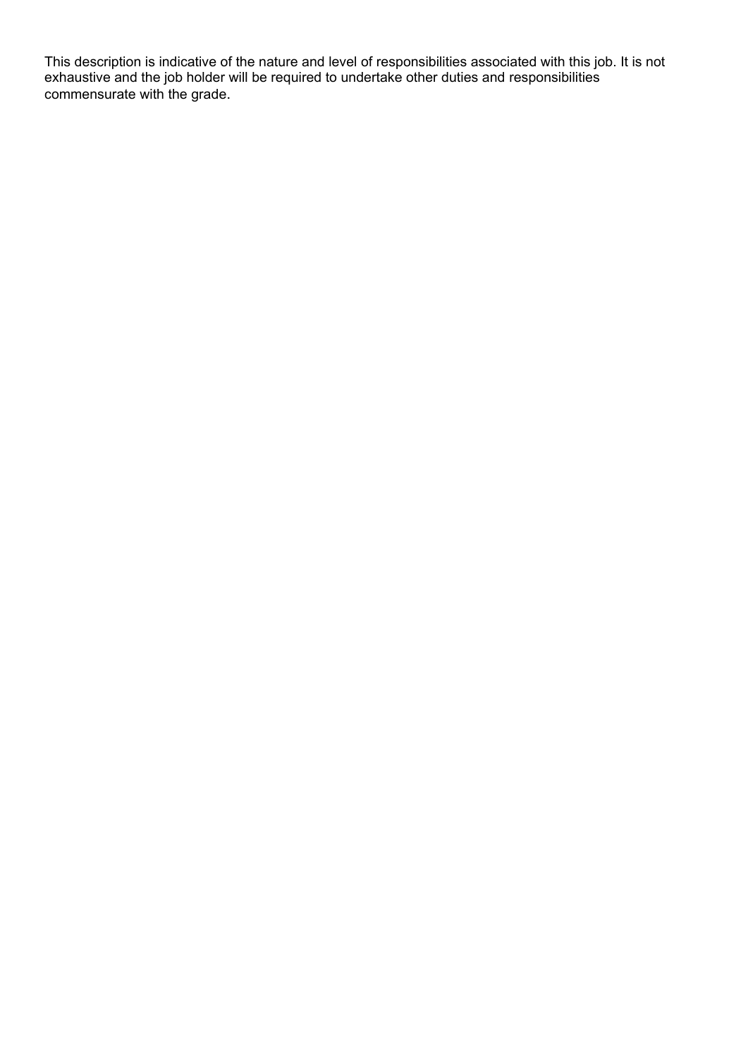This description is indicative of the nature and level of responsibilities associated with this job. It is not exhaustive and the job holder will be required to undertake other duties and responsibilities commensurate with the grade.